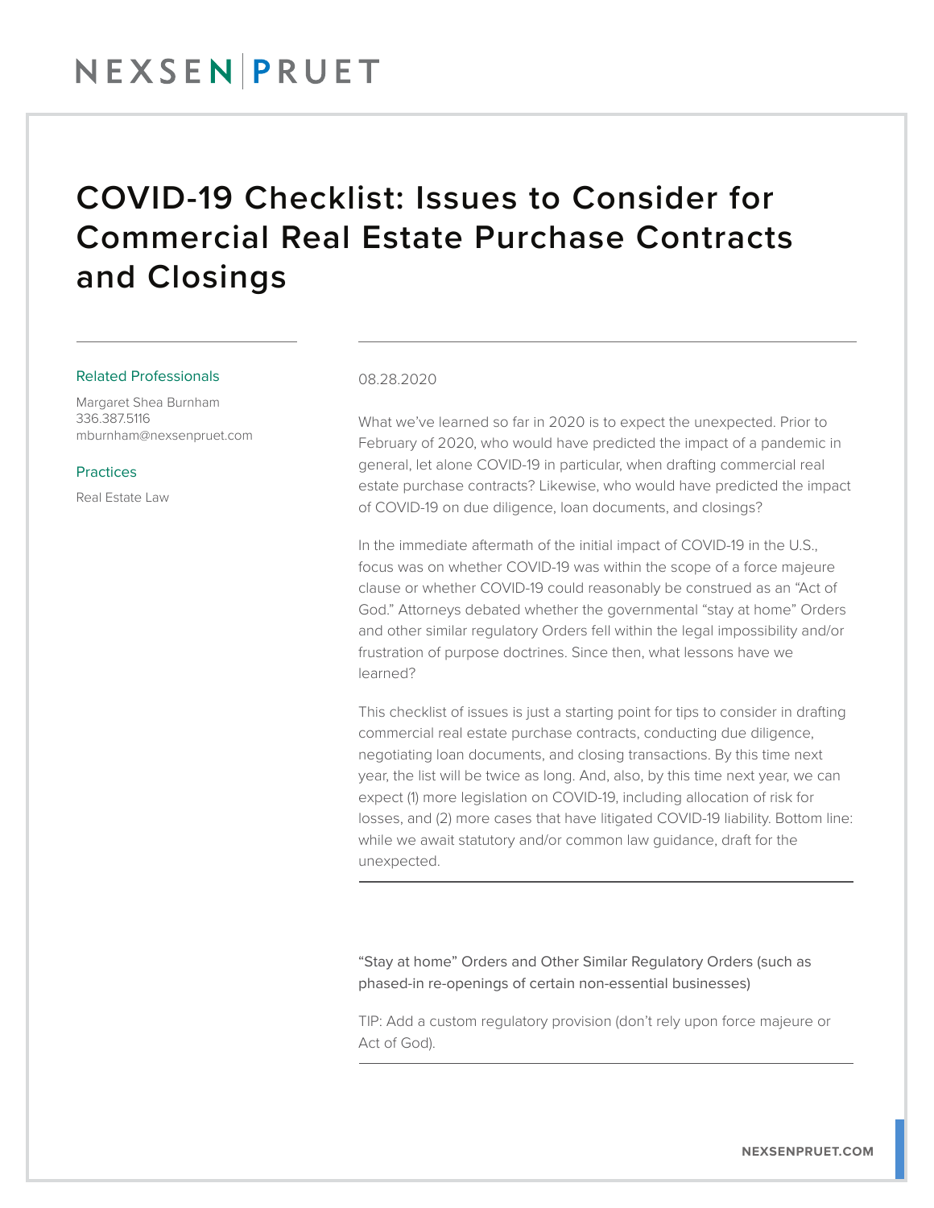NEXSEN | PRUET

# COVID-19 Checklist: Issues to Consider for Commercial Real Estate Purchase Contracts and Closings

**Related Professionals**

Margaret Shea Burnham
336.387.5116
mburnham@nexsenpruet.com

**Practices**

Real Estate Law

08.28.2020

What we've learned so far in 2020 is to expect the unexpected. Prior to February of 2020, who would have predicted the impact of a pandemic in general, let alone COVID-19 in particular, when drafting commercial real estate purchase contracts? Likewise, who would have predicted the impact of COVID-19 on due diligence, loan documents, and closings?

In the immediate aftermath of the initial impact of COVID-19 in the U.S., focus was on whether COVID-19 was within the scope of a force majeure clause or whether COVID-19 could reasonably be construed as an "Act of God." Attorneys debated whether the governmental "stay at home" Orders and other similar regulatory Orders fell within the legal impossibility and/or frustration of purpose doctrines. Since then, what lessons have we learned?

This checklist of issues is just a starting point for tips to consider in drafting commercial real estate purchase contracts, conducting due diligence, negotiating loan documents, and closing transactions. By this time next year, the list will be twice as long. And, also, by this time next year, we can expect (1) more legislation on COVID-19, including allocation of risk for losses, and (2) more cases that have litigated COVID-19 liability. Bottom line: while we await statutory and/or common law guidance, draft for the unexpected.

---

"Stay at home" Orders and Other Similar Regulatory Orders (such as phased-in re-openings of certain non-essential businesses)

TIP: Add a custom regulatory provision (don't rely upon force majeure or Act of God).

---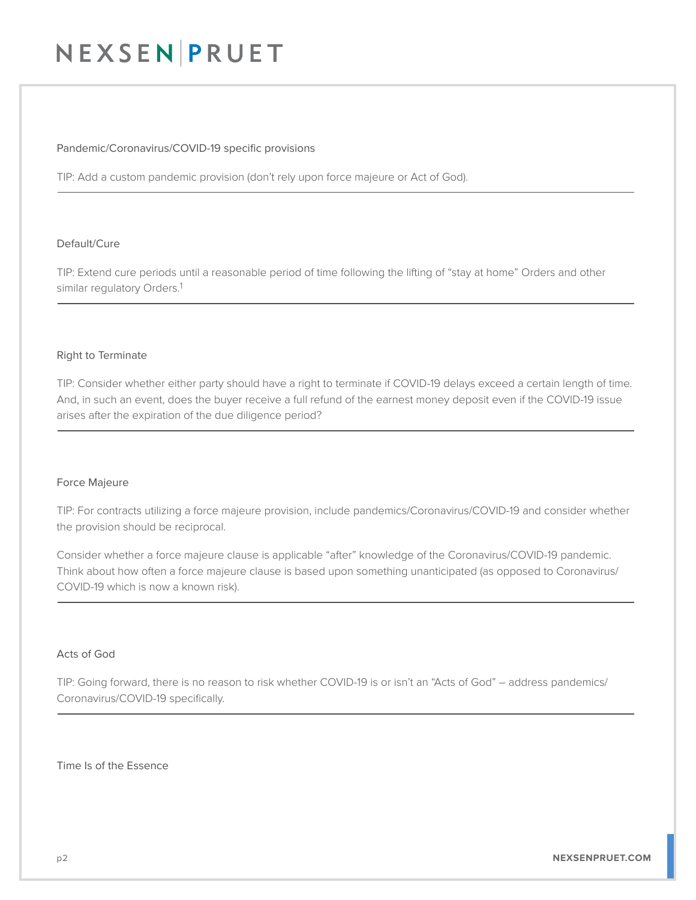Pandemic/Coronavirus/COVID-19 specific provisions

TIP: Add a custom pandemic provision (don't rely upon force majeure or Act of God).

---

Default/Cure

TIP: Extend cure periods until a reasonable period of time following the lifting of "stay at home" Orders and other similar regulatory Orders.[1]

---

Right to Terminate

TIP: Consider whether either party should have a right to terminate if COVID-19 delays exceed a certain length of time. And, in such an event, does the buyer receive a full refund of the earnest money deposit even if the COVID-19 issue arises after the expiration of the due diligence period?

---

Force Majeure

TIP: For contracts utilizing a force majeure provision, include pandemics/Coronavirus/COVID-19 and consider whether the provision should be reciprocal.

Consider whether a force majeure clause is applicable "after" knowledge of the Coronavirus/COVID-19 pandemic. Think about how often a force majeure clause is based upon something unanticipated (as opposed to Coronavirus/COVID-19 which is now a known risk).

---

Acts of God

TIP: Going forward, there is no reason to risk whether COVID-19 is or isn't an "Acts of God" – address pandemics/Coronavirus/COVID-19 specifically.

---

Time Is of the Essence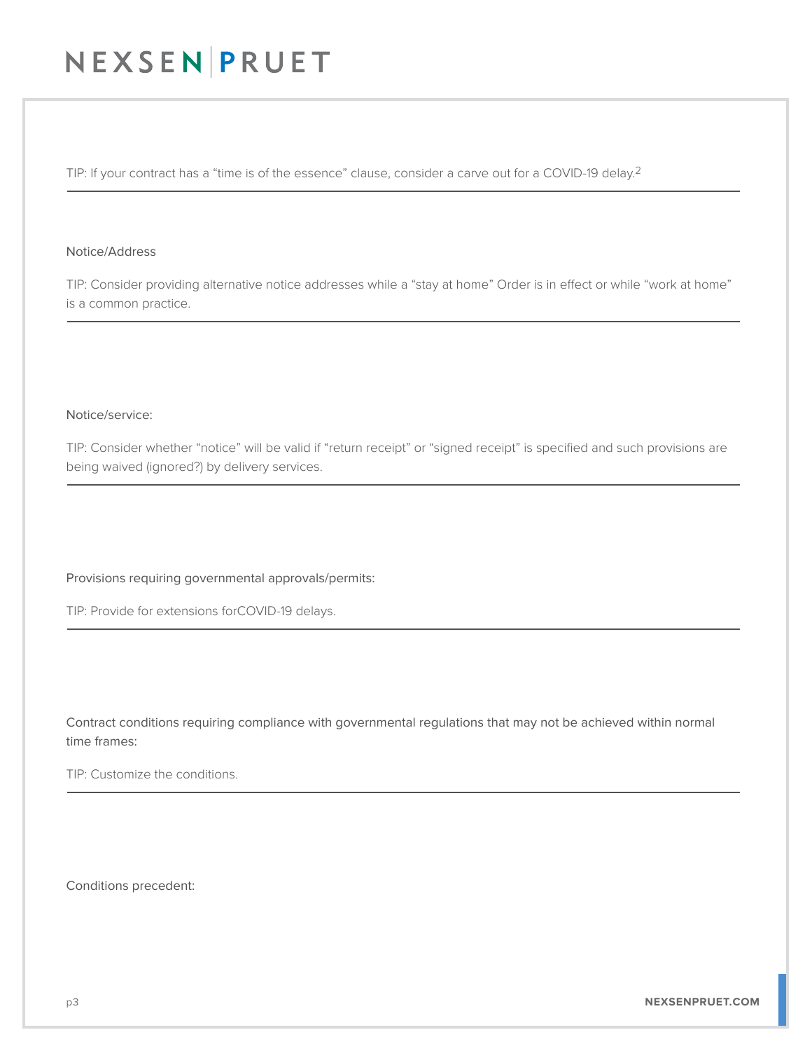TIP: If your contract has a "time is of the essence" clause, consider a carve out for a COVID-19 delay.[2]

---

Notice/Address

TIP: Consider providing alternative notice addresses while a "stay at home" Order is in effect or while "work at home" is a common practice.

---

Notice/service:

TIP: Consider whether "notice" will be valid if "return receipt" or "signed receipt" is specified and such provisions are being waived (ignored?) by delivery services.

---

Provisions requiring governmental approvals/permits:

TIP: Provide for extensions forCOVID-19 delays.

---

Contract conditions requiring compliance with governmental regulations that may not be achieved within normal time frames:

TIP: Customize the conditions.

---

Conditions precedent: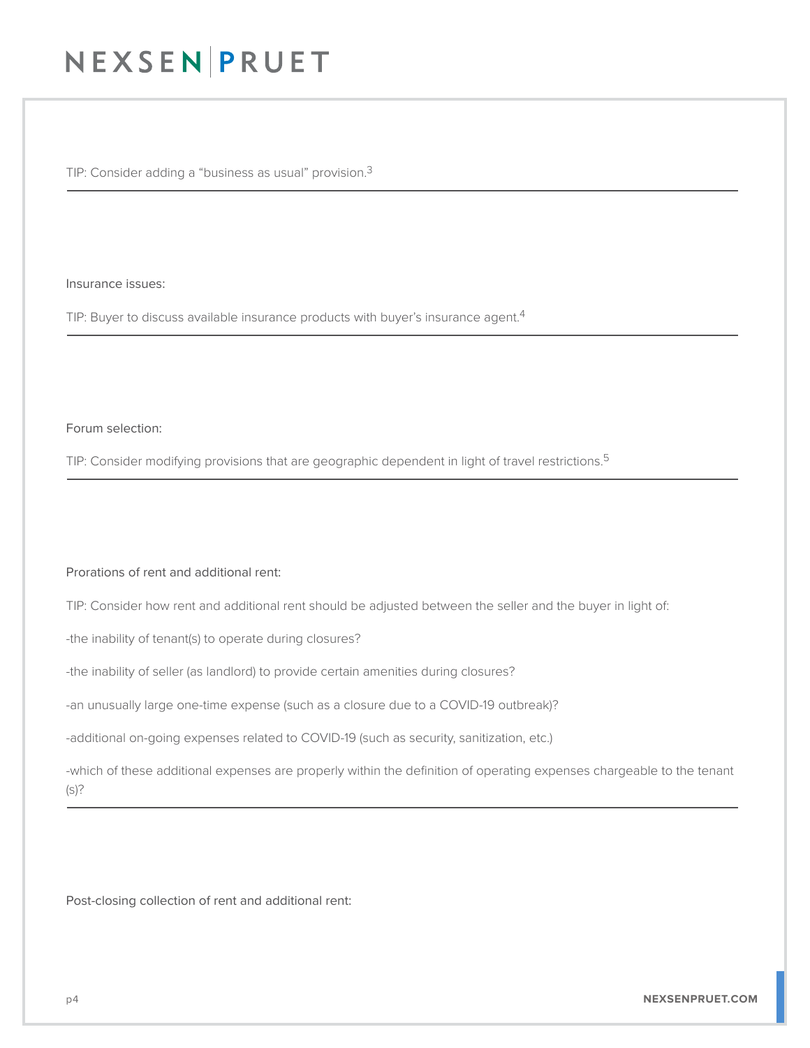TIP: Consider adding a "business as usual" provision.[3]

---

Insurance issues:

TIP: Buyer to discuss available insurance products with buyer's insurance agent.[4]

---

Forum selection:

TIP: Consider modifying provisions that are geographic dependent in light of travel restrictions.[5]

---

Prorations of rent and additional rent:

TIP: Consider how rent and additional rent should be adjusted between the seller and the buyer in light of:

-the inability of tenant(s) to operate during closures?

-the inability of seller (as landlord) to provide certain amenities during closures?

-an unusually large one-time expense (such as a closure due to a COVID-19 outbreak)?

-additional on-going expenses related to COVID-19 (such as security, sanitization, etc.)

-which of these additional expenses are properly within the definition of operating expenses chargeable to the tenant (s)?

---

Post-closing collection of rent and additional rent: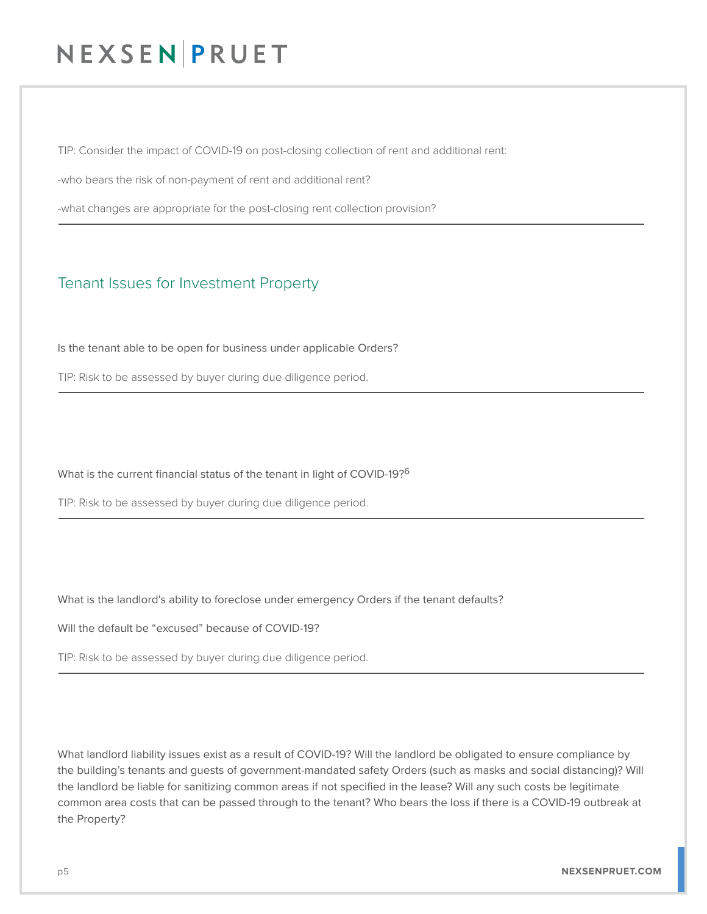TIP: Consider the impact of COVID-19 on post-closing collection of rent and additional rent:

-who bears the risk of non-payment of rent and additional rent?

-what changes are appropriate for the post-closing rent collection provision?

---

## Tenant Issues for Investment Property

Is the tenant able to be open for business under applicable Orders?

TIP: Risk to be assessed by buyer during due diligence period.

---

What is the current financial status of the tenant in light of COVID-19?[6]

TIP: Risk to be assessed by buyer during due diligence period.

---

What is the landlord's ability to foreclose under emergency Orders if the tenant defaults?

Will the default be "excused" because of COVID-19?

TIP: Risk to be assessed by buyer during due diligence period.

---

What landlord liability issues exist as a result of COVID-19? Will the landlord be obligated to ensure compliance by the building's tenants and guests of government-mandated safety Orders (such as masks and social distancing)? Will the landlord be liable for sanitizing common areas if not specified in the lease? Will any such costs be legitimate common area costs that can be passed through to the tenant? Who bears the loss if there is a COVID-19 outbreak at the Property?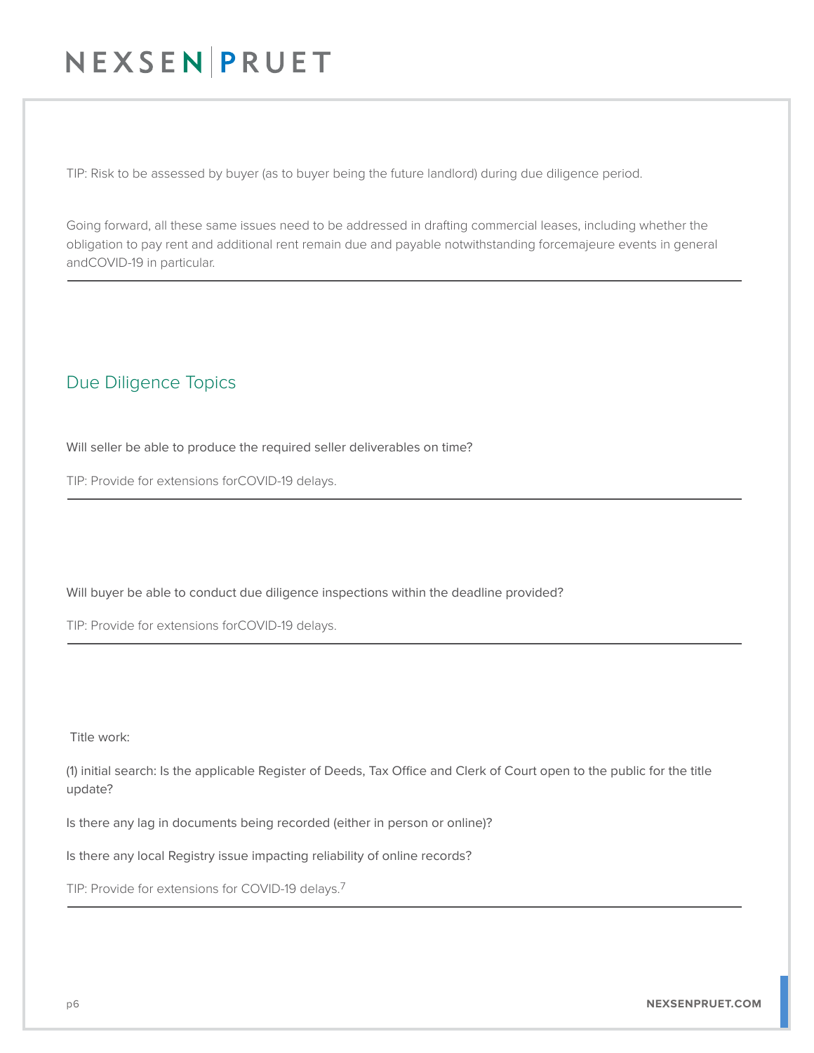TIP: Risk to be assessed by buyer (as to buyer being the future landlord) during due diligence period.

Going forward, all these same issues need to be addressed in drafting commercial leases, including whether the obligation to pay rent and additional rent remain due and payable notwithstanding forcemajeure events in general andCOVID-19 in particular.

---

## Due Diligence Topics

Will seller be able to produce the required seller deliverables on time?

TIP: Provide for extensions forCOVID-19 delays.

---

Will buyer be able to conduct due diligence inspections within the deadline provided?

TIP: Provide for extensions forCOVID-19 delays.

---

Title work:

(1) initial search: Is the applicable Register of Deeds, Tax Office and Clerk of Court open to the public for the title update?

Is there any lag in documents being recorded (either in person or online)?

Is there any local Registry issue impacting reliability of online records?

TIP: Provide for extensions for COVID-19 delays.[7]

---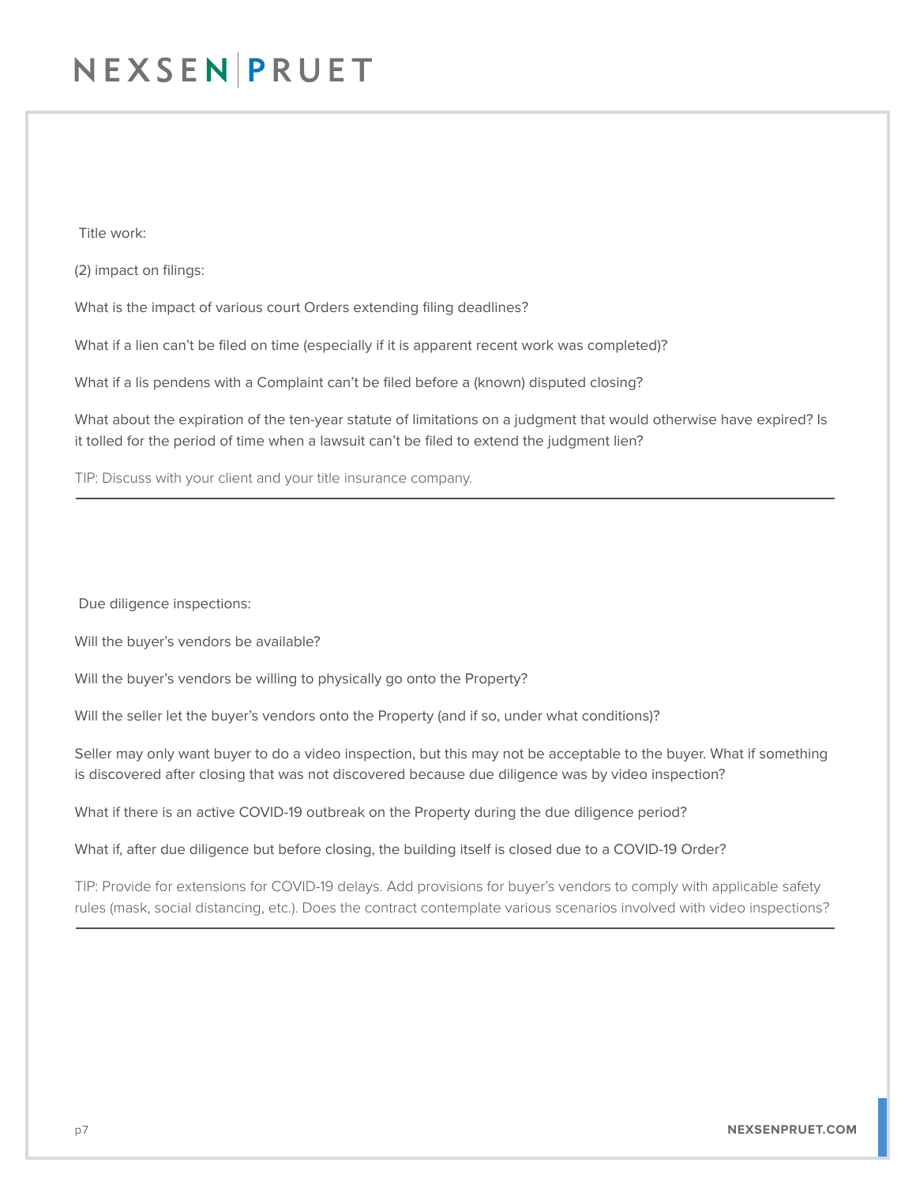### Title work:

(2) impact on filings:

What is the impact of various court Orders extending filing deadlines?

What if a lien can't be filed on time (especially if it is apparent recent work was completed)?

What if a lis pendens with a Complaint can't be filed before a (known) disputed closing?

What about the expiration of the ten-year statute of limitations on a judgment that would otherwise have expired? Is it tolled for the period of time when a lawsuit can't be filed to extend the judgment lien?

TIP: Discuss with your client and your title insurance company.

---

### Due diligence inspections:

Will the buyer's vendors be available?

Will the buyer's vendors be willing to physically go onto the Property?

Will the seller let the buyer's vendors onto the Property (and if so, under what conditions)?

Seller may only want buyer to do a video inspection, but this may not be acceptable to the buyer. What if something is discovered after closing that was not discovered because due diligence was by video inspection?

What if there is an active COVID-19 outbreak on the Property during the due diligence period?

What if, after due diligence but before closing, the building itself is closed due to a COVID-19 Order?

TIP: Provide for extensions for COVID-19 delays. Add provisions for buyer's vendors to comply with applicable safety rules (mask, social distancing, etc.). Does the contract contemplate various scenarios involved with video inspections?

---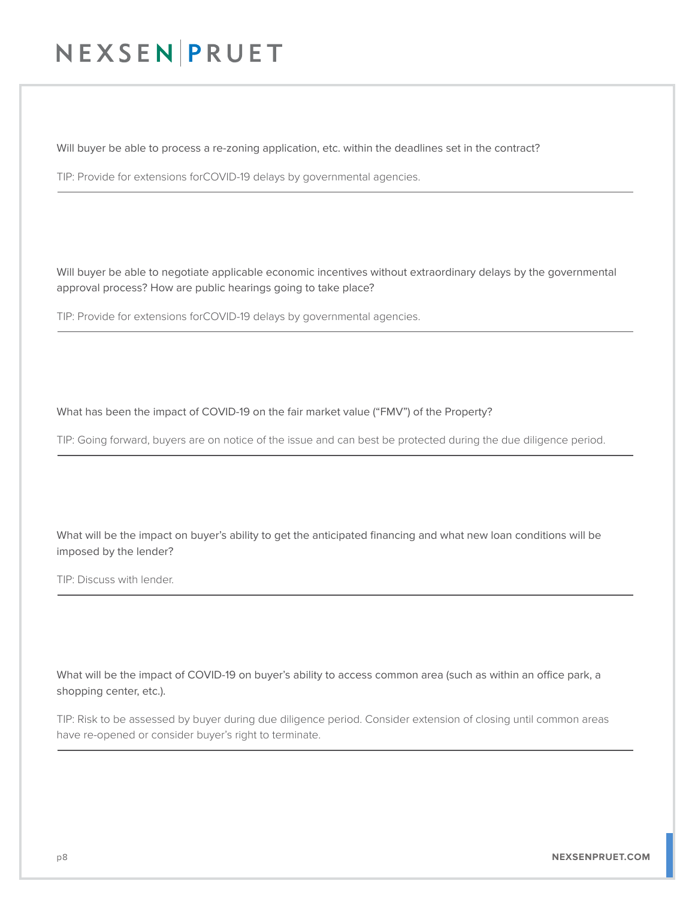Will buyer be able to process a re-zoning application, etc. within the deadlines set in the contract?

TIP: Provide for extensions forCOVID-19 delays by governmental agencies.

---

Will buyer be able to negotiate applicable economic incentives without extraordinary delays by the governmental approval process? How are public hearings going to take place?

TIP: Provide for extensions forCOVID-19 delays by governmental agencies.

---

What has been the impact of COVID-19 on the fair market value ("FMV") of the Property?

TIP: Going forward, buyers are on notice of the issue and can best be protected during the due diligence period.

---

What will be the impact on buyer's ability to get the anticipated financing and what new loan conditions will be imposed by the lender?

TIP: Discuss with lender.

---

What will be the impact of COVID-19 on buyer's ability to access common area (such as within an office park, a shopping center, etc.).

TIP: Risk to be assessed by buyer during due diligence period. Consider extension of closing until common areas have re-opened or consider buyer's right to terminate.

---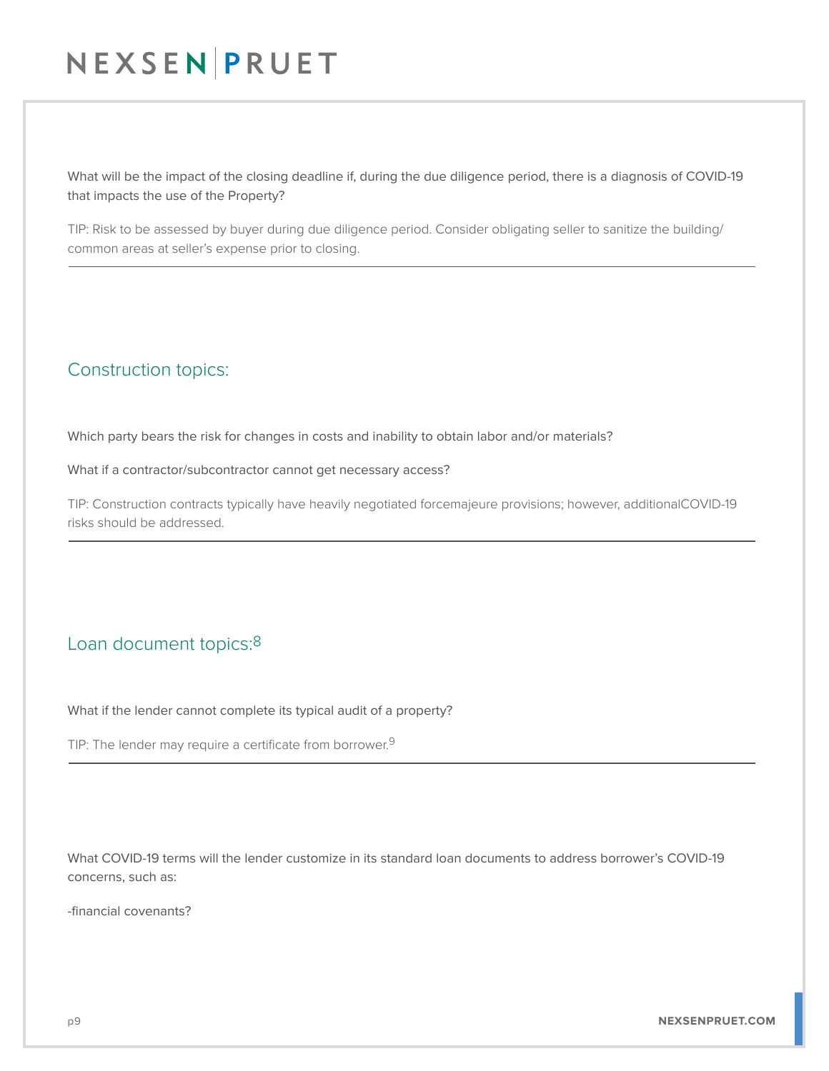What will be the impact of the closing deadline if, during the due diligence period, there is a diagnosis of COVID-19 that impacts the use of the Property?

TIP: Risk to be assessed by buyer during due diligence period. Consider obligating seller to sanitize the building/common areas at seller's expense prior to closing.

---

## Construction topics:

Which party bears the risk for changes in costs and inability to obtain labor and/or materials?

What if a contractor/subcontractor cannot get necessary access?

TIP: Construction contracts typically have heavily negotiated forcemajeure provisions; however, additionalCOVID-19 risks should be addressed.

---

## Loan document topics:[8]

What if the lender cannot complete its typical audit of a property?

TIP: The lender may require a certificate from borrower.[9]

---

What COVID-19 terms will the lender customize in its standard loan documents to address borrower's COVID-19 concerns, such as:

-financial covenants?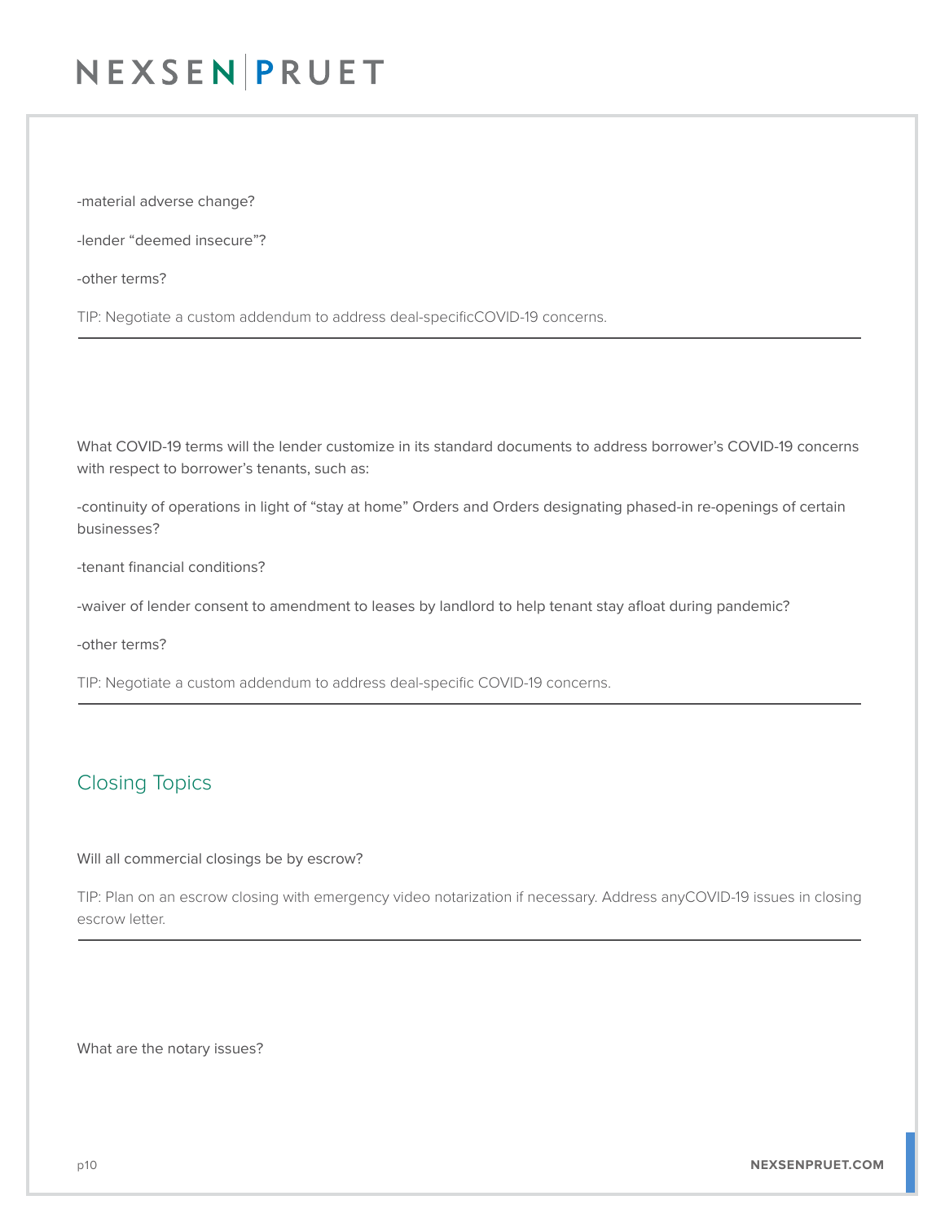-material adverse change?

-lender "deemed insecure"?

-other terms?

TIP: Negotiate a custom addendum to address deal-specificCOVID-19 concerns.

---

What COVID-19 terms will the lender customize in its standard documents to address borrower's COVID-19 concerns with respect to borrower's tenants, such as:

-continuity of operations in light of "stay at home" Orders and Orders designating phased-in re-openings of certain businesses?

-tenant financial conditions?

-waiver of lender consent to amendment to leases by landlord to help tenant stay afloat during pandemic?

-other terms?

TIP: Negotiate a custom addendum to address deal-specific COVID-19 concerns.

---

## Closing Topics

Will all commercial closings be by escrow?

TIP: Plan on an escrow closing with emergency video notarization if necessary. Address anyCOVID-19 issues in closing escrow letter.

---

What are the notary issues?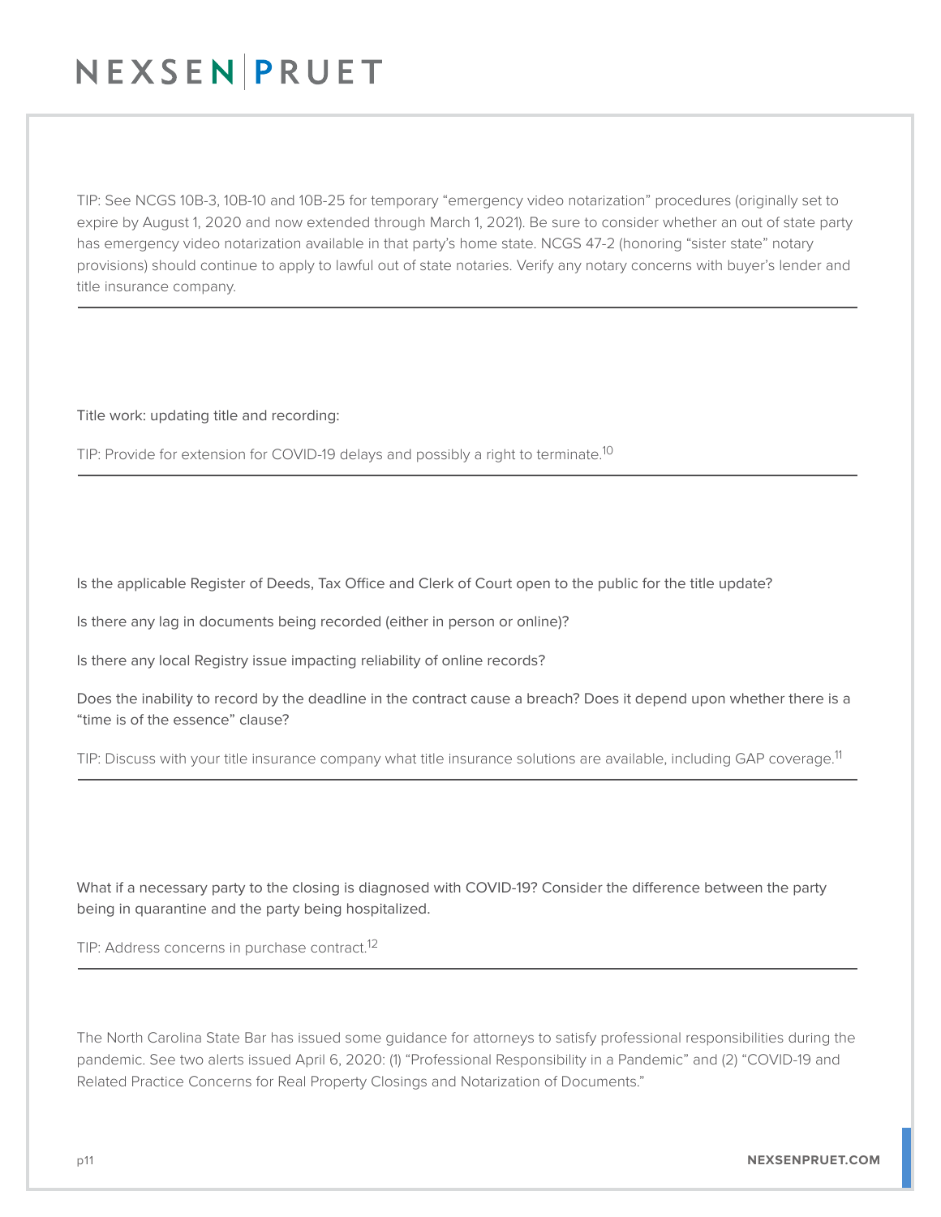TIP: See NCGS 10B-3, 10B-10 and 10B-25 for temporary "emergency video notarization" procedures (originally set to expire by August 1, 2020 and now extended through March 1, 2021). Be sure to consider whether an out of state party has emergency video notarization available in that party's home state. NCGS 47-2 (honoring "sister state" notary provisions) should continue to apply to lawful out of state notaries. Verify any notary concerns with buyer's lender and title insurance company.

---

Title work: updating title and recording:

TIP: Provide for extension for COVID-19 delays and possibly a right to terminate.[10]

---

Is the applicable Register of Deeds, Tax Office and Clerk of Court open to the public for the title update?

Is there any lag in documents being recorded (either in person or online)?

Is there any local Registry issue impacting reliability of online records?

Does the inability to record by the deadline in the contract cause a breach? Does it depend upon whether there is a "time is of the essence" clause?

TIP: Discuss with your title insurance company what title insurance solutions are available, including GAP coverage.[11]

---

What if a necessary party to the closing is diagnosed with COVID-19? Consider the difference between the party being in quarantine and the party being hospitalized.

TIP: Address concerns in purchase contract.[12]

---

The North Carolina State Bar has issued some guidance for attorneys to satisfy professional responsibilities during the pandemic. See two alerts issued April 6, 2020: (1) "Professional Responsibility in a Pandemic" and (2) "COVID-19 and Related Practice Concerns for Real Property Closings and Notarization of Documents."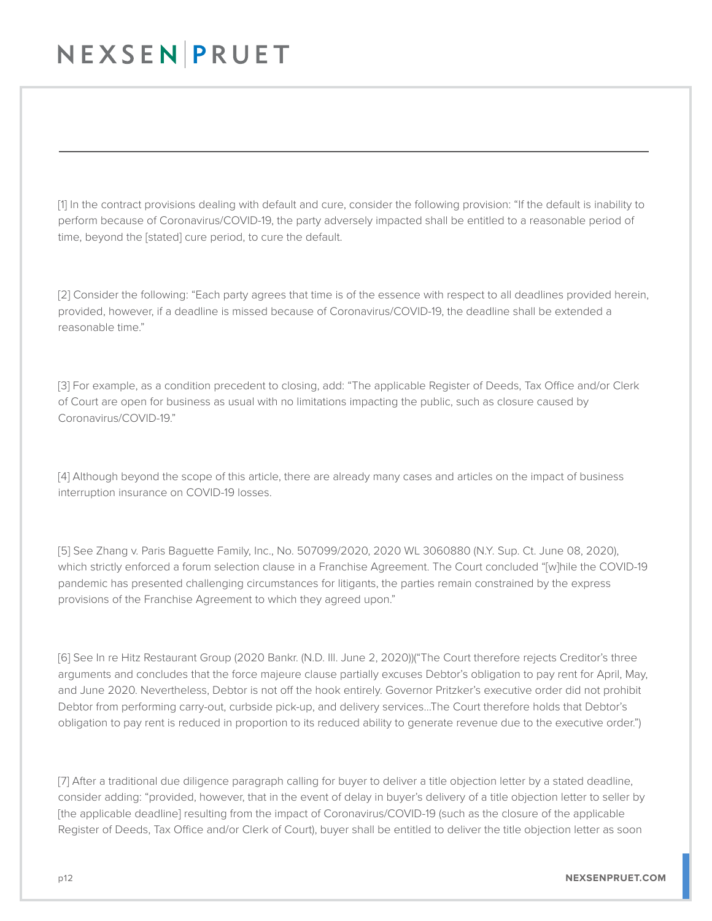[1] In the contract provisions dealing with default and cure, consider the following provision: "If the default is inability to perform because of Coronavirus/COVID-19, the party adversely impacted shall be entitled to a reasonable period of time, beyond the [stated] cure period, to cure the default.

[2] Consider the following: "Each party agrees that time is of the essence with respect to all deadlines provided herein, provided, however, if a deadline is missed because of Coronavirus/COVID-19, the deadline shall be extended a reasonable time."

[3] For example, as a condition precedent to closing, add: "The applicable Register of Deeds, Tax Office and/or Clerk of Court are open for business as usual with no limitations impacting the public, such as closure caused by Coronavirus/COVID-19."

[4] Although beyond the scope of this article, there are already many cases and articles on the impact of business interruption insurance on COVID-19 losses.

[5] See Zhang v. Paris Baguette Family, Inc., No. 507099/2020, 2020 WL 3060880 (N.Y. Sup. Ct. June 08, 2020), which strictly enforced a forum selection clause in a Franchise Agreement. The Court concluded "[w]hile the COVID-19 pandemic has presented challenging circumstances for litigants, the parties remain constrained by the express provisions of the Franchise Agreement to which they agreed upon."

[6] See In re Hitz Restaurant Group (2020 Bankr. (N.D. Ill. June 2, 2020))("The Court therefore rejects Creditor's three arguments and concludes that the force majeure clause partially excuses Debtor's obligation to pay rent for April, May, and June 2020. Nevertheless, Debtor is not off the hook entirely. Governor Pritzker's executive order did not prohibit Debtor from performing carry-out, curbside pick-up, and delivery services...The Court therefore holds that Debtor's obligation to pay rent is reduced in proportion to its reduced ability to generate revenue due to the executive order.")

[7] After a traditional due diligence paragraph calling for buyer to deliver a title objection letter by a stated deadline, consider adding: "provided, however, that in the event of delay in buyer's delivery of a title objection letter to seller by [the applicable deadline] resulting from the impact of Coronavirus/COVID-19 (such as the closure of the applicable Register of Deeds, Tax Office and/or Clerk of Court), buyer shall be entitled to deliver the title objection letter as soon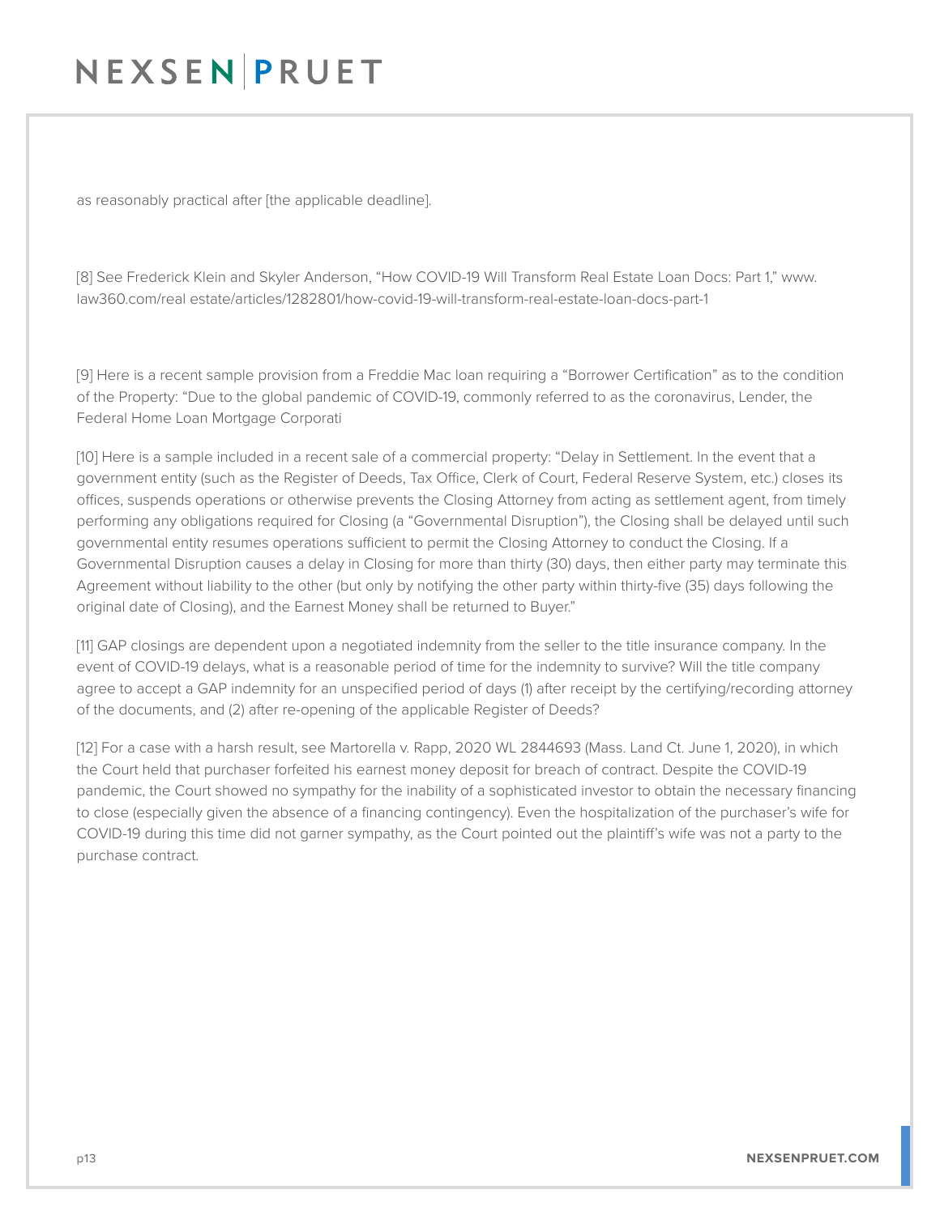as reasonably practical after [the applicable deadline].

[8] See Frederick Klein and Skyler Anderson, "How COVID-19 Will Transform Real Estate Loan Docs: Part 1," www. law360.com/real estate/articles/1282801/how-covid-19-will-transform-real-estate-loan-docs-part-1

[9] Here is a recent sample provision from a Freddie Mac loan requiring a "Borrower Certification" as to the condition of the Property: "Due to the global pandemic of COVID-19, commonly referred to as the coronavirus, Lender, the Federal Home Loan Mortgage Corporati

[10] Here is a sample included in a recent sale of a commercial property: "Delay in Settlement. In the event that a government entity (such as the Register of Deeds, Tax Office, Clerk of Court, Federal Reserve System, etc.) closes its offices, suspends operations or otherwise prevents the Closing Attorney from acting as settlement agent, from timely performing any obligations required for Closing (a "Governmental Disruption"), the Closing shall be delayed until such governmental entity resumes operations sufficient to permit the Closing Attorney to conduct the Closing. If a Governmental Disruption causes a delay in Closing for more than thirty (30) days, then either party may terminate this Agreement without liability to the other (but only by notifying the other party within thirty-five (35) days following the original date of Closing), and the Earnest Money shall be returned to Buyer."

[11] GAP closings are dependent upon a negotiated indemnity from the seller to the title insurance company. In the event of COVID-19 delays, what is a reasonable period of time for the indemnity to survive? Will the title company agree to accept a GAP indemnity for an unspecified period of days (1) after receipt by the certifying/recording attorney of the documents, and (2) after re-opening of the applicable Register of Deeds?

[12] For a case with a harsh result, see Martorella v. Rapp, 2020 WL 2844693 (Mass. Land Ct. June 1, 2020), in which the Court held that purchaser forfeited his earnest money deposit for breach of contract. Despite the COVID-19 pandemic, the Court showed no sympathy for the inability of a sophisticated investor to obtain the necessary financing to close (especially given the absence of a financing contingency). Even the hospitalization of the purchaser's wife for COVID-19 during this time did not garner sympathy, as the Court pointed out the plaintiff's wife was not a party to the purchase contract.